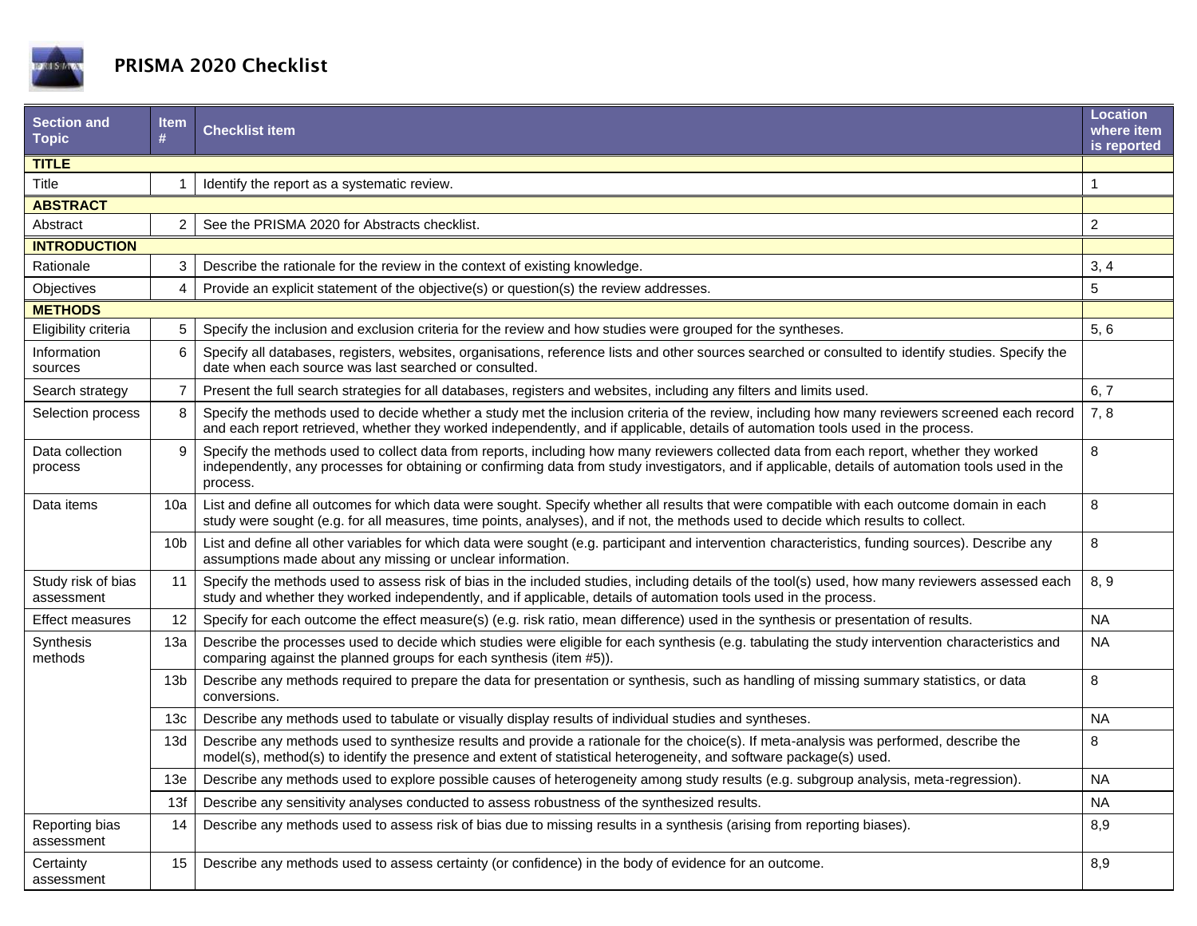# PRISMA 2020 Checklist

| Section and Topic | Item # | Checklist item | Location where item is reported |
|---|---|---|---|
| **TITLE** | | | |
| Title | 1 | Identify the report as a systematic review. | 1 |
| **ABSTRACT** | | | |
| Abstract | 2 | See the PRISMA 2020 for Abstracts checklist. | 2 |
| **INTRODUCTION** | | | |
| Rationale | 3 | Describe the rationale for the review in the context of existing knowledge. | 3, 4 |
| Objectives | 4 | Provide an explicit statement of the objective(s) or question(s) the review addresses. | 5 |
| **METHODS** | | | |
| Eligibility criteria | 5 | Specify the inclusion and exclusion criteria for the review and how studies were grouped for the syntheses. | 5, 6 |
| Information sources | 6 | Specify all databases, registers, websites, organisations, reference lists and other sources searched or consulted to identify studies. Specify the date when each source was last searched or consulted. | |
| Search strategy | 7 | Present the full search strategies for all databases, registers and websites, including any filters and limits used. | 6, 7 |
| Selection process | 8 | Specify the methods used to decide whether a study met the inclusion criteria of the review, including how many reviewers screened each record and each report retrieved, whether they worked independently, and if applicable, details of automation tools used in the process. | 7, 8 |
| Data collection process | 9 | Specify the methods used to collect data from reports, including how many reviewers collected data from each report, whether they worked independently, any processes for obtaining or confirming data from study investigators, and if applicable, details of automation tools used in the process. | 8 |
| Data items | 10a | List and define all outcomes for which data were sought. Specify whether all results that were compatible with each outcome domain in each study were sought (e.g. for all measures, time points, analyses), and if not, the methods used to decide which results to collect. | 8 |
| | 10b | List and define all other variables for which data were sought (e.g. participant and intervention characteristics, funding sources). Describe any assumptions made about any missing or unclear information. | 8 |
| Study risk of bias assessment | 11 | Specify the methods used to assess risk of bias in the included studies, including details of the tool(s) used, how many reviewers assessed each study and whether they worked independently, and if applicable, details of automation tools used in the process. | 8, 9 |
| Effect measures | 12 | Specify for each outcome the effect measure(s) (e.g. risk ratio, mean difference) used in the synthesis or presentation of results. | NA |
| Synthesis methods | 13a | Describe the processes used to decide which studies were eligible for each synthesis (e.g. tabulating the study intervention characteristics and comparing against the planned groups for each synthesis (item #5)). | NA |
| | 13b | Describe any methods required to prepare the data for presentation or synthesis, such as handling of missing summary statistics, or data conversions. | 8 |
| | 13c | Describe any methods used to tabulate or visually display results of individual studies and syntheses. | NA |
| | 13d | Describe any methods used to synthesize results and provide a rationale for the choice(s). If meta-analysis was performed, describe the model(s), method(s) to identify the presence and extent of statistical heterogeneity, and software package(s) used. | 8 |
| | 13e | Describe any methods used to explore possible causes of heterogeneity among study results (e.g. subgroup analysis, meta-regression). | NA |
| | 13f | Describe any sensitivity analyses conducted to assess robustness of the synthesized results. | NA |
| Reporting bias assessment | 14 | Describe any methods used to assess risk of bias due to missing results in a synthesis (arising from reporting biases). | 8,9 |
| Certainty assessment | 15 | Describe any methods used to assess certainty (or confidence) in the body of evidence for an outcome. | 8,9 |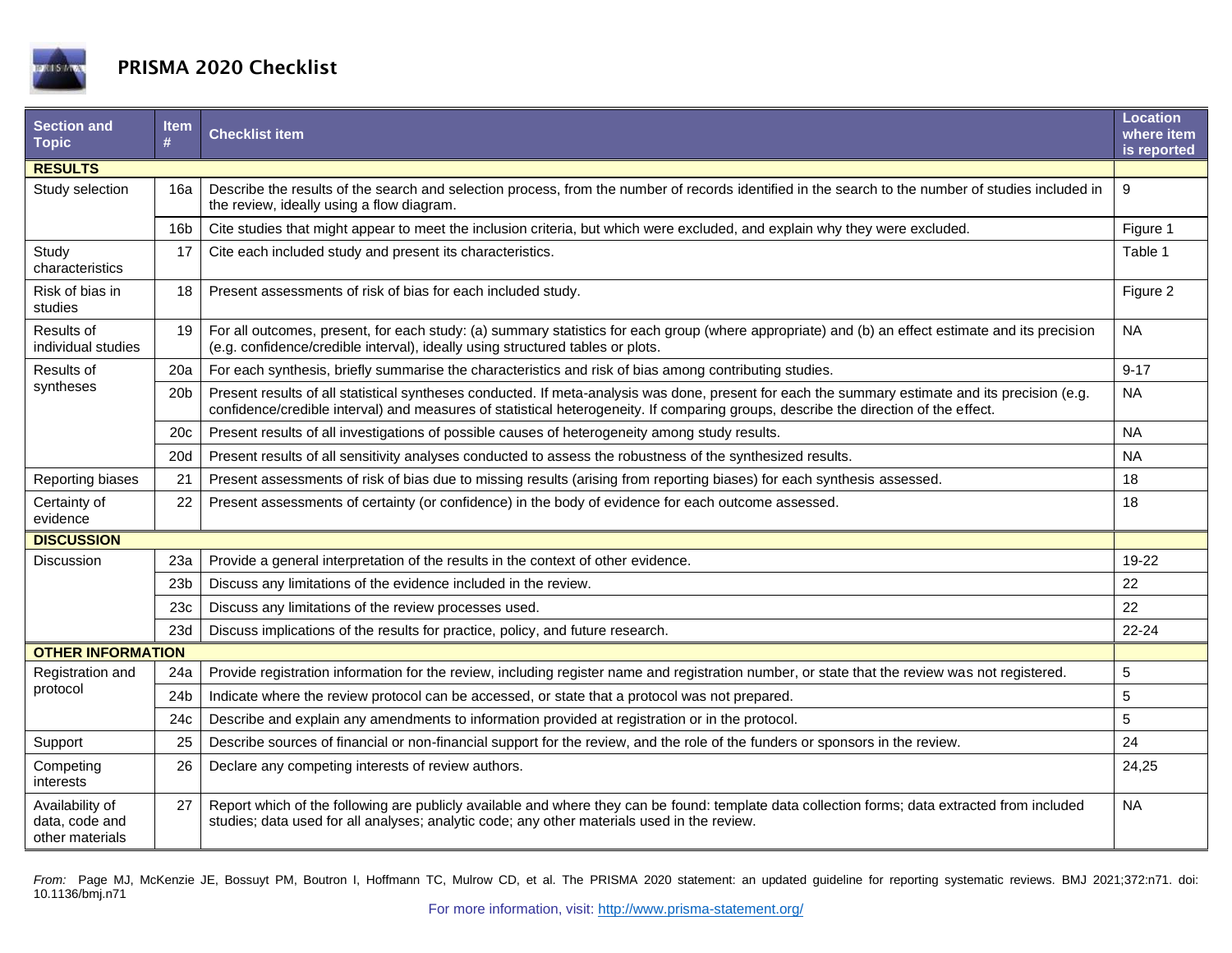## PRISMA 2020 Checklist

| Section and Topic | Item # | Checklist item | Location where item is reported |
|---|---|---|---|
| **RESULTS** | | | |
| Study selection | 16a | Describe the results of the search and selection process, from the number of records identified in the search to the number of studies included in the review, ideally using a flow diagram. | 9 |
| | 16b | Cite studies that might appear to meet the inclusion criteria, but which were excluded, and explain why they were excluded. | Figure 1 |
| Study characteristics | 17 | Cite each included study and present its characteristics. | Table 1 |
| Risk of bias in studies | 18 | Present assessments of risk of bias for each included study. | Figure 2 |
| Results of individual studies | 19 | For all outcomes, present, for each study: (a) summary statistics for each group (where appropriate) and (b) an effect estimate and its precision (e.g. confidence/credible interval), ideally using structured tables or plots. | NA |
| Results of syntheses | 20a | For each synthesis, briefly summarise the characteristics and risk of bias among contributing studies. | 9-17 |
| | 20b | Present results of all statistical syntheses conducted. If meta-analysis was done, present for each the summary estimate and its precision (e.g. confidence/credible interval) and measures of statistical heterogeneity. If comparing groups, describe the direction of the effect. | NA |
| | 20c | Present results of all investigations of possible causes of heterogeneity among study results. | NA |
| | 20d | Present results of all sensitivity analyses conducted to assess the robustness of the synthesized results. | NA |
| Reporting biases | 21 | Present assessments of risk of bias due to missing results (arising from reporting biases) for each synthesis assessed. | 18 |
| Certainty of evidence | 22 | Present assessments of certainty (or confidence) in the body of evidence for each outcome assessed. | 18 |
| **DISCUSSION** | | | |
| Discussion | 23a | Provide a general interpretation of the results in the context of other evidence. | 19-22 |
| | 23b | Discuss any limitations of the evidence included in the review. | 22 |
| | 23c | Discuss any limitations of the review processes used. | 22 |
| | 23d | Discuss implications of the results for practice, policy, and future research. | 22-24 |
| **OTHER INFORMATION** | | | |
| Registration and protocol | 24a | Provide registration information for the review, including register name and registration number, or state that the review was not registered. | 5 |
| | 24b | Indicate where the review protocol can be accessed, or state that a protocol was not prepared. | 5 |
| | 24c | Describe and explain any amendments to information provided at registration or in the protocol. | 5 |
| Support | 25 | Describe sources of financial or non-financial support for the review, and the role of the funders or sponsors in the review. | 24 |
| Competing interests | 26 | Declare any competing interests of review authors. | 24,25 |
| Availability of data, code and other materials | 27 | Report which of the following are publicly available and where they can be found: template data collection forms; data extracted from included studies; data used for all analyses; analytic code; any other materials used in the review. | NA |

*From:* Page MJ, McKenzie JE, Bossuyt PM, Boutron I, Hoffmann TC, Mulrow CD, et al. The PRISMA 2020 statement: an updated guideline for reporting systematic reviews. BMJ 2021;372:n71. doi: 10.1136/bmj.n71

For more information, visit: http://www.prisma-statement.org/